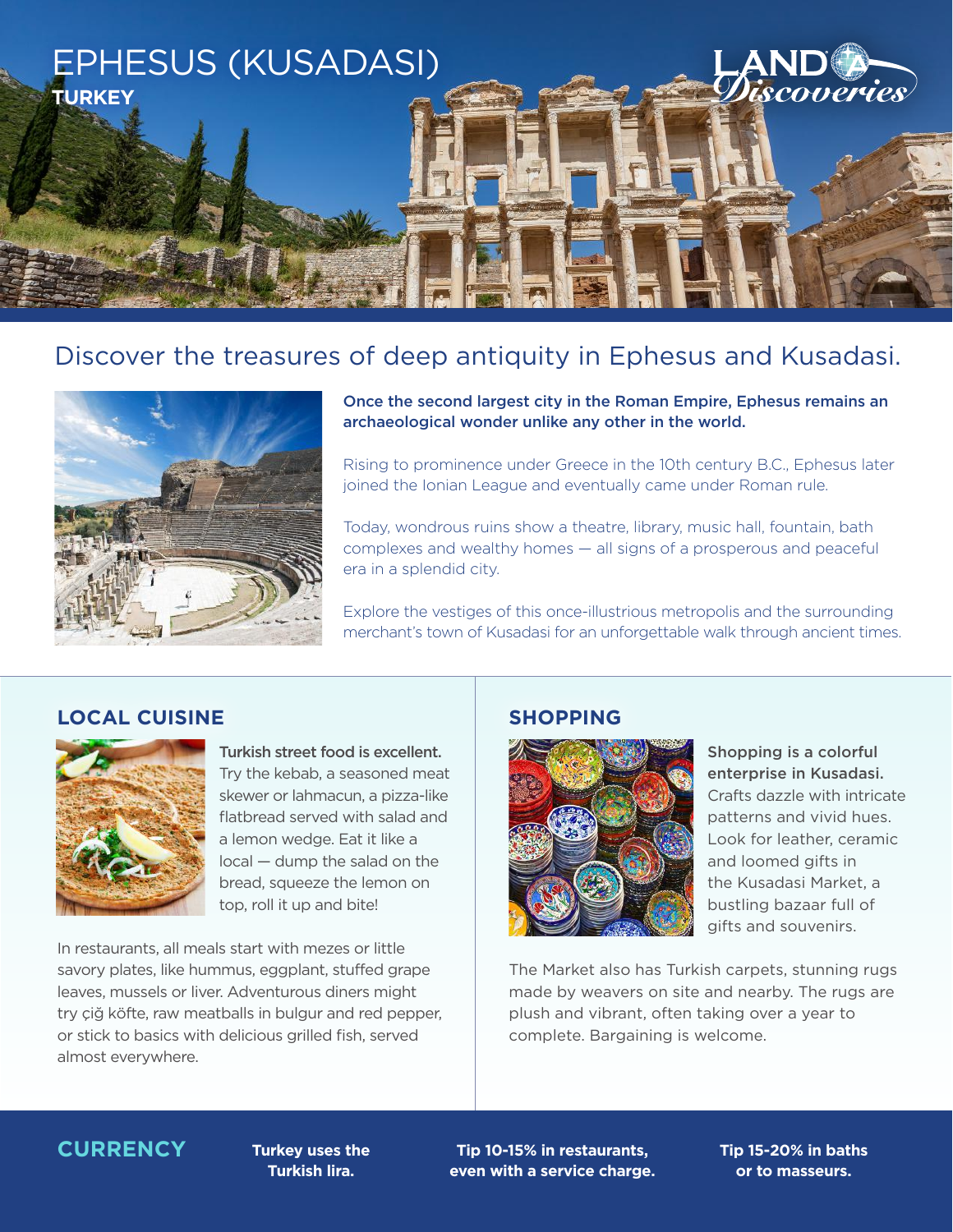# EPHESUS (KUSADASI)

**TURKEY**

LAND Discoveries

## Discover the treasures of deep antiquity in Ephesus and Kusadasi.

**Once the second largest city in the Roman Empire, Ephesus remains an archaeological wonder unlike any other in the world.**

Rising to prominence under Greece in the 10th century B.C., Ephesus later joined the Ionian League and eventually came under Roman rule.

Today, wondrous ruins show a theatre, library, music hall, fountain, bath complexes and wealthy homes — all signs of a prosperous and peaceful era in a splendid city.

Explore the vestiges of this once-illustrious metropolis and the surrounding merchant's town of Kusadasi for an unforgettable walk through ancient times.

### LOCAL CUISINE

**Turkish street food is excellent.** Try the kebab, a seasoned meat skewer or lahmacun, a pizza-like flatbread served with salad and a lemon wedge. Eat it like a local — dump the salad on the bread, squeeze the lemon on top, roll it up and bite!

In restaurants, all meals start with mezes or little savory plates, like hummus, eggplant, stuffed grape leaves, mussels or liver. Adventurous diners might try çiğ köfte, raw meatballs in bulgur and red pepper, or stick to basics with delicious grilled fish, served almost everywhere.

### SHOPPING

**Shopping is a colorful enterprise in Kusadasi.** Crafts dazzle with intricate patterns and vivid hues. Look for leather, ceramic and loomed gifts in the Kusadasi Market, a bustling bazaar full of gifts and souvenirs.

The Market also has Turkish carpets, stunning rugs made by weavers on site and nearby. The rugs are plush and vibrant, often taking over a year to complete. Bargaining is welcome.

### CURRENCY

**Turkey uses the Turkish lira.**

**Tip 10-15% in restaurants, even with a service charge.**

**Tip 15-20% in baths or to masseurs.**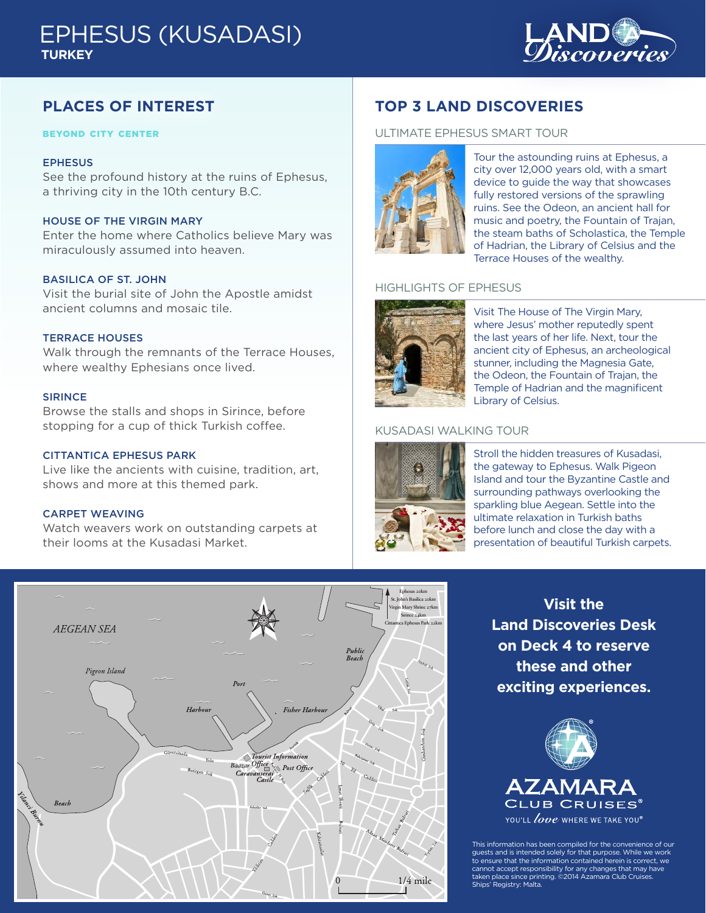# EPHESUS (KUSADASI)

**TURKEY**

## PLACES OF INTEREST

### BEYOND CITY CENTER

**EPHESUS**
See the profound history at the ruins of Ephesus, a thriving city in the 10th century B.C.

**HOUSE OF THE VIRGIN MARY**
Enter the home where Catholics believe Mary was miraculously assumed into heaven.

**BASILICA OF ST. JOHN**
Visit the burial site of John the Apostle amidst ancient columns and mosaic tile.

**TERRACE HOUSES**
Walk through the remnants of the Terrace Houses, where wealthy Ephesians once lived.

**SIRINCE**
Browse the stalls and shops in Sirince, before stopping for a cup of thick Turkish coffee.

**CITTANTICA EPHESUS PARK**
Live like the ancients with cuisine, tradition, art, shows and more at this themed park.

**CARPET WEAVING**
Watch weavers work on outstanding carpets at their looms at the Kusadasi Market.

## TOP 3 LAND DISCOVERIES

### ULTIMATE EPHESUS SMART TOUR

Tour the astounding ruins at Ephesus, a city over 12,000 years old, with a smart device to guide the way that showcases fully restored versions of the sprawling ruins. See the Odeon, an ancient hall for music and poetry, the Fountain of Trajan, the steam baths of Scholastica, the Temple of Hadrian, the Library of Celsius and the Terrace Houses of the wealthy.

### HIGHLIGHTS OF EPHESUS

Visit The House of The Virgin Mary, where Jesus' mother reputedly spent the last years of her life. Next, tour the ancient city of Ephesus, an archeological stunner, including the Magnesia Gate, the Odeon, the Fountain of Trajan, the Temple of Hadrian and the magnificent Library of Celsius.

### KUSADASI WALKING TOUR

Stroll the hidden treasures of Kusadasi, the gateway to Ephesus. Walk Pigeon Island and tour the Byzantine Castle and surrounding pathways overlooking the sparkling blue Aegean. Settle into the ultimate relaxation in Turkish baths before lunch and close the day with a presentation of beautiful Turkish carpets.

Ephesus 20km
St. John's Basilica 20km
Virgin Mary Shrine 27km
Sirince 24km
Cittantica Ephesus Park 22km

AEGEAN SEA
Pigeon Island
Harbour
Port
Fisher Harbour
Public Beach
Beach
Tourist Information
Bazaar
Office
Post Office
Caravanserai
Castle
0
1/4 mile

**Visit the Land Discoveries Desk on Deck 4 to reserve these and other exciting experiences.**

AZAMARA CLUB CRUISES®
YOU'LL *love* WHERE WE TAKE YOU®

This information has been compiled for the convenience of our guests and is intended solely for that purpose. While we work to ensure that the information contained herein is correct, we cannot accept responsibility for any changes that may have taken place since printing. ©2014 Azamara Club Cruises. Ships' Registry: Malta.